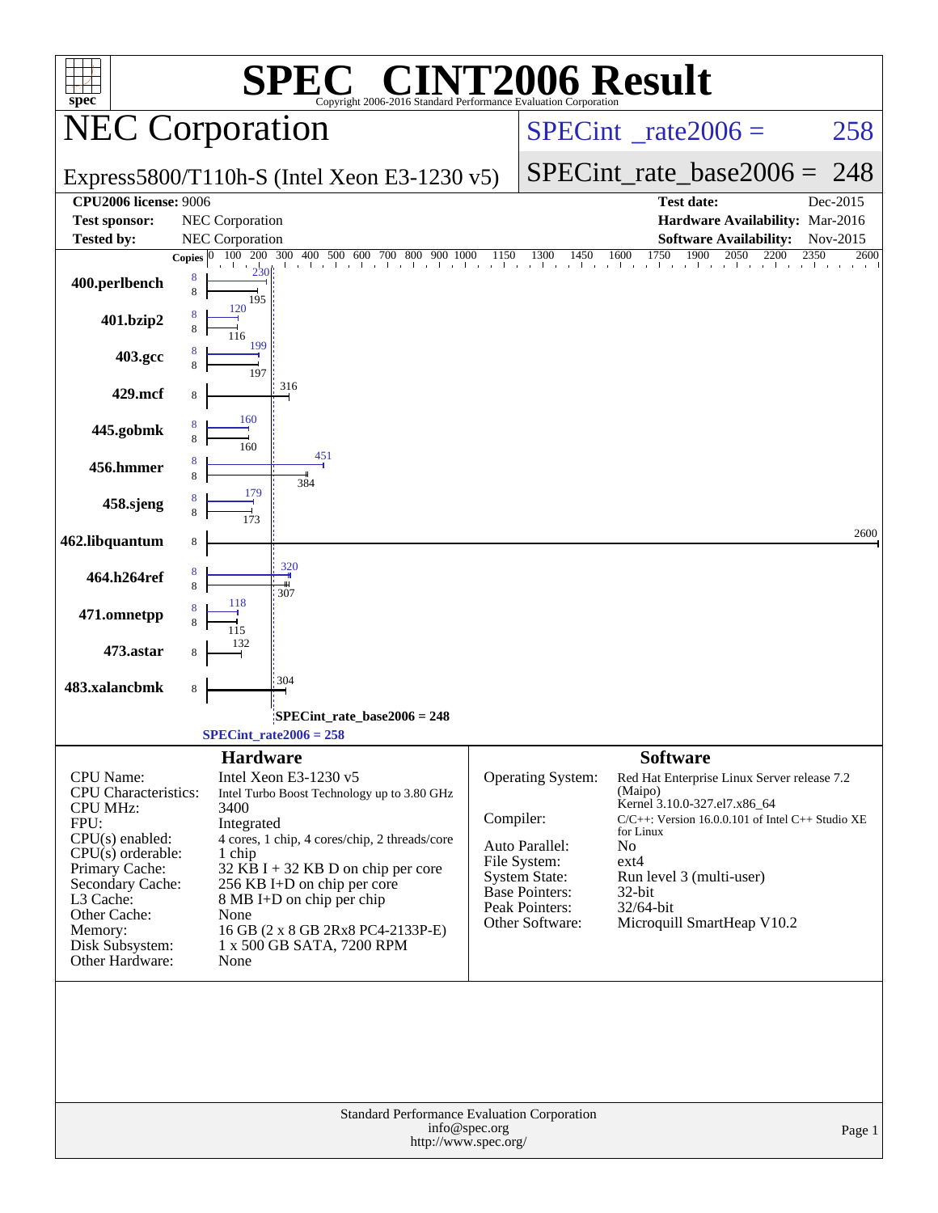# SPEC CINT2006 Result

Copyright 2006-2016 Standard Performance Evaluation Corporation

## NEC Corporation

Express5800/T110h-S (Intel Xeon E3-1230 v5)

SPECint_rate2006 = 258

SPECint_rate_base2006 = 248

| | | | |
|---|---|---|---|
| **CPU2006 license:** | 9006 | **Test date:** | Dec-2015 |
| **Test sponsor:** | NEC Corporation | **Hardware Availability:** | Mar-2016 |
| **Tested by:** | NEC Corporation | **Software Availability:** | Nov-2015 |

| Benchmark | Copies (peak) | Copies (base) | Peak | Base |
|---|---|---|---|---|
| 400.perlbench | 8 | 8 | 230 | 195 |
| 401.bzip2 | 8 | 8 | 120 | 116 |
| 403.gcc | 8 | 8 | 199 | 197 |
| 429.mcf | | 8 | | 316 |
| 445.gobmk | 8 | 8 | 160 | 160 |
| 456.hmmer | 8 | 8 | 451 | 384 |
| 458.sjeng | 8 | 8 | 179 | 173 |
| 462.libquantum | | 8 | | 2600 |
| 464.h264ref | 8 | 8 | 320 | 307 |
| 471.omnetpp | 8 | 8 | 118 | 115 |
| 473.astar | | 8 | | 132 |
| 483.xalancbmk | | 8 | | 304 |

SPECint_rate_base2006 = 248

SPECint_rate2006 = 258

### Hardware

| | |
|---|---|
| CPU Name: | Intel Xeon E3-1230 v5 |
| CPU Characteristics: | Intel Turbo Boost Technology up to 3.80 GHz |
| CPU MHz: | 3400 |
| FPU: | Integrated |
| CPU(s) enabled: | 4 cores, 1 chip, 4 cores/chip, 2 threads/core |
| CPU(s) orderable: | 1 chip |
| Primary Cache: | 32 KB I + 32 KB D on chip per core |
| Secondary Cache: | 256 KB I+D on chip per core |
| L3 Cache: | 8 MB I+D on chip per chip |
| Other Cache: | None |
| Memory: | 16 GB (2 x 8 GB 2Rx8 PC4-2133P-E) |
| Disk Subsystem: | 1 x 500 GB SATA, 7200 RPM |
| Other Hardware: | None |

### Software

| | |
|---|---|
| Operating System: | Red Hat Enterprise Linux Server release 7.2 (Maipo) Kernel 3.10.0-327.el7.x86_64 |
| Compiler: | C/C++: Version 16.0.0.101 of Intel C++ Studio XE for Linux |
| Auto Parallel: | No |
| File System: | ext4 |
| System State: | Run level 3 (multi-user) |
| Base Pointers: | 32-bit |
| Peak Pointers: | 32/64-bit |
| Other Software: | Microquill SmartHeap V10.2 |

Standard Performance Evaluation Corporation
info@spec.org
http://www.spec.org/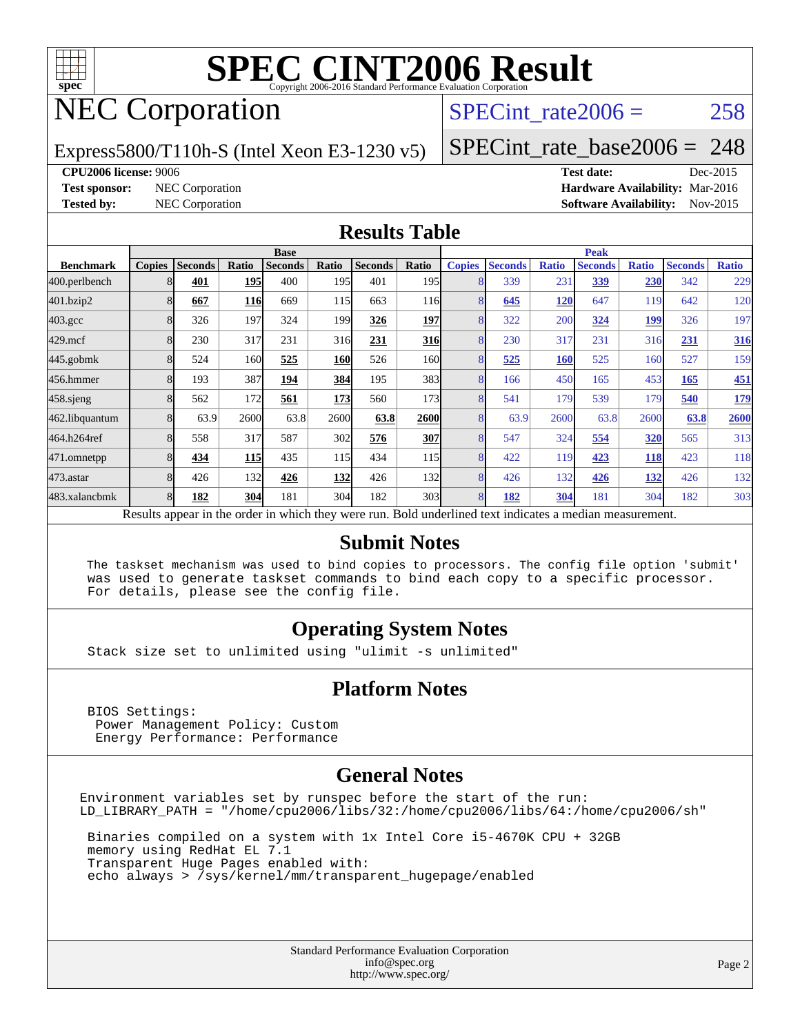# SPEC CINT2006 Result

Copyright 2006-2016 Standard Performance Evaluation Corporation

## NEC Corporation

Express5800/T110h-S (Intel Xeon E3-1230 v5)

SPECint_rate2006 = 258

SPECint_rate_base2006 = 248

**CPU2006 license:** 9006
**Test sponsor:** NEC Corporation
**Tested by:** NEC Corporation

**Test date:** Dec-2015
**Hardware Availability:** Mar-2016
**Software Availability:** Nov-2015

## Results Table

| Benchmark | Base | | | | | | | Peak | | | | | | |
|---|---|---|---|---|---|---|---|---|---|---|---|---|---|---|
| | Copies | Seconds | Ratio | Seconds | Ratio | Seconds | Ratio | Copies | Seconds | Ratio | Seconds | Ratio | Seconds | Ratio |
| 400.perlbench | 8 | **401** | **195** | 400 | 195 | 401 | 195 | 8 | 339 | 231 | **339** | **230** | 342 | 229 |
| 401.bzip2 | 8 | **667** | **116** | 669 | 115 | 663 | 116 | 8 | **645** | **120** | 647 | 119 | 642 | 120 |
| 403.gcc | 8 | 326 | 197 | 324 | 199 | **326** | **197** | 8 | 322 | 200 | **324** | **199** | 326 | 197 |
| 429.mcf | 8 | 230 | 317 | 231 | 316 | **231** | **316** | 8 | 230 | 317 | 231 | 316 | **231** | **316** |
| 445.gobmk | 8 | 524 | 160 | **525** | **160** | 526 | 160 | 8 | **525** | **160** | 525 | 160 | 527 | 159 |
| 456.hmmer | 8 | 193 | 387 | **194** | **384** | 195 | 383 | 8 | 166 | 450 | 165 | 453 | **165** | **451** |
| 458.sjeng | 8 | 562 | 172 | **561** | **173** | 560 | 173 | 8 | 541 | 179 | 539 | 179 | **540** | **179** |
| 462.libquantum | 8 | 63.9 | 2600 | 63.8 | 2600 | **63.8** | **2600** | 8 | 63.9 | 2600 | 63.8 | 2600 | **63.8** | **2600** |
| 464.h264ref | 8 | 558 | 317 | 587 | 302 | **576** | **307** | 8 | 547 | 324 | **554** | **320** | 565 | 313 |
| 471.omnetpp | 8 | **434** | **115** | 435 | 115 | 434 | 115 | 8 | 422 | 119 | **423** | **118** | 423 | 118 |
| 473.astar | 8 | 426 | 132 | **426** | **132** | 426 | 132 | 8 | 426 | 132 | **426** | **132** | 426 | 132 |
| 483.xalancbmk | 8 | **182** | **304** | 181 | 304 | 182 | 303 | 8 | **182** | **304** | 181 | 304 | 182 | 303 |

Results appear in the order in which they were run. Bold underlined text indicates a median measurement.

## Submit Notes

```
The taskset mechanism was used to bind copies to processors. The config file option 'submit'
was used to generate taskset commands to bind each copy to a specific processor.
For details, please see the config file.
```

## Operating System Notes

```
Stack size set to unlimited using "ulimit -s unlimited"
```

## Platform Notes

```
BIOS Settings:
 Power Management Policy: Custom
 Energy Performance: Performance
```

## General Notes

```
Environment variables set by runspec before the start of the run:
LD_LIBRARY_PATH = "/home/cpu2006/libs/32:/home/cpu2006/libs/64:/home/cpu2006/sh"

 Binaries compiled on a system with 1x Intel Core i5-4670K CPU + 32GB
 memory using RedHat EL 7.1
 Transparent Huge Pages enabled with:
 echo always > /sys/kernel/mm/transparent_hugepage/enabled
```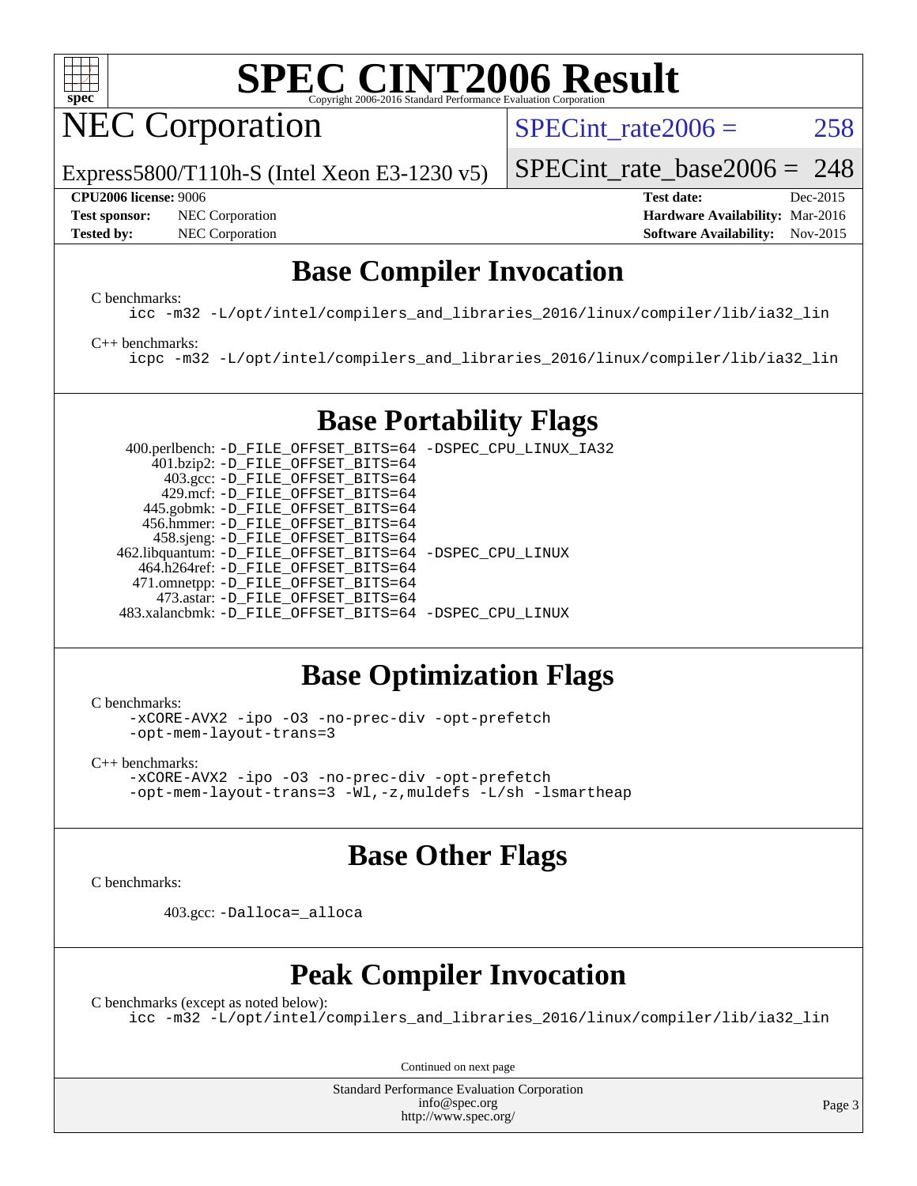# SPEC CINT2006 Result

Copyright 2006-2016 Standard Performance Evaluation Corporation

## NEC Corporation

Express5800/T110h-S (Intel Xeon E3-1230 v5)

SPECint_rate2006 = 258

SPECint_rate_base2006 = 248

| | | | |
|---|---|---|---|
| **CPU2006 license:** 9006 | | **Test date:** | Dec-2015 |
| **Test sponsor:** | NEC Corporation | **Hardware Availability:** | Mar-2016 |
| **Tested by:** | NEC Corporation | **Software Availability:** | Nov-2015 |

## Base Compiler Invocation

C benchmarks:

```
icc -m32 -L/opt/intel/compilers_and_libraries_2016/linux/compiler/lib/ia32_lin
```

C++ benchmarks:

```
icpc -m32 -L/opt/intel/compilers_and_libraries_2016/linux/compiler/lib/ia32_lin
```

## Base Portability Flags

```
400.perlbench: -D_FILE_OFFSET_BITS=64 -DSPEC_CPU_LINUX_IA32
    401.bzip2: -D_FILE_OFFSET_BITS=64
      403.gcc: -D_FILE_OFFSET_BITS=64
      429.mcf: -D_FILE_OFFSET_BITS=64
    445.gobmk: -D_FILE_OFFSET_BITS=64
   456.hmmer: -D_FILE_OFFSET_BITS=64
    458.sjeng: -D_FILE_OFFSET_BITS=64
462.libquantum: -D_FILE_OFFSET_BITS=64 -DSPEC_CPU_LINUX
  464.h264ref: -D_FILE_OFFSET_BITS=64
  471.omnetpp: -D_FILE_OFFSET_BITS=64
    473.astar: -D_FILE_OFFSET_BITS=64
483.xalancbmk: -D_FILE_OFFSET_BITS=64 -DSPEC_CPU_LINUX
```

## Base Optimization Flags

C benchmarks:

```
-xCORE-AVX2 -ipo -O3 -no-prec-div -opt-prefetch
-opt-mem-layout-trans=3
```

C++ benchmarks:

```
-xCORE-AVX2 -ipo -O3 -no-prec-div -opt-prefetch
-opt-mem-layout-trans=3 -Wl,-z,muldefs -L/sh -lsmartheap
```

## Base Other Flags

C benchmarks:

```
403.gcc: -Dalloca=_alloca
```

## Peak Compiler Invocation

C benchmarks (except as noted below):

```
icc -m32 -L/opt/intel/compilers_and_libraries_2016/linux/compiler/lib/ia32_lin
```

Continued on next page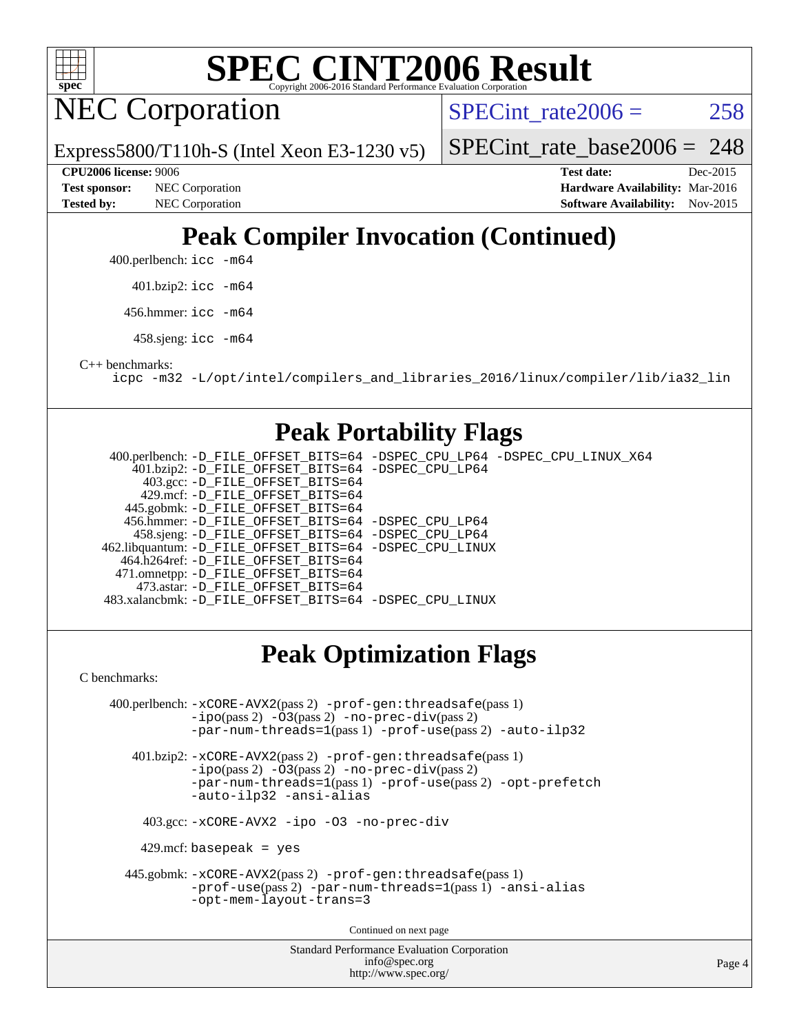# SPEC CINT2006 Result

## NEC Corporation

Express5800/T110h-S (Intel Xeon E3-1230 v5)

SPECint_rate2006 = 258

SPECint_rate_base2006 = 248

**CPU2006 license:** 9006
**Test sponsor:** NEC Corporation
**Tested by:** NEC Corporation

**Test date:** Dec-2015
**Hardware Availability:** Mar-2016
**Software Availability:** Nov-2015

## Peak Compiler Invocation (Continued)

400.perlbench: icc -m64

401.bzip2: icc -m64

456.hmmer: icc -m64

458.sjeng: icc -m64

C++ benchmarks:

icpc -m32 -L/opt/intel/compilers_and_libraries_2016/linux/compiler/lib/ia32_lin

## Peak Portability Flags

400.perlbench: -D_FILE_OFFSET_BITS=64 -DSPEC_CPU_LP64 -DSPEC_CPU_LINUX_X64
401.bzip2: -D_FILE_OFFSET_BITS=64 -DSPEC_CPU_LP64
403.gcc: -D_FILE_OFFSET_BITS=64
429.mcf: -D_FILE_OFFSET_BITS=64
445.gobmk: -D_FILE_OFFSET_BITS=64
456.hmmer: -D_FILE_OFFSET_BITS=64 -DSPEC_CPU_LP64
458.sjeng: -D_FILE_OFFSET_BITS=64 -DSPEC_CPU_LP64
462.libquantum: -D_FILE_OFFSET_BITS=64 -DSPEC_CPU_LINUX
464.h264ref: -D_FILE_OFFSET_BITS=64
471.omnetpp: -D_FILE_OFFSET_BITS=64
473.astar: -D_FILE_OFFSET_BITS=64
483.xalancbmk: -D_FILE_OFFSET_BITS=64 -DSPEC_CPU_LINUX

## Peak Optimization Flags

C benchmarks:

400.perlbench: -xCORE-AVX2(pass 2) -prof-gen:threadsafe(pass 1) -ipo(pass 2) -O3(pass 2) -no-prec-div(pass 2) -par-num-threads=1(pass 1) -prof-use(pass 2) -auto-ilp32

401.bzip2: -xCORE-AVX2(pass 2) -prof-gen:threadsafe(pass 1) -ipo(pass 2) -O3(pass 2) -no-prec-div(pass 2) -par-num-threads=1(pass 1) -prof-use(pass 2) -opt-prefetch -auto-ilp32 -ansi-alias

403.gcc: -xCORE-AVX2 -ipo -O3 -no-prec-div

429.mcf: basepeak = yes

445.gobmk: -xCORE-AVX2(pass 2) -prof-gen:threadsafe(pass 1) -prof-use(pass 2) -par-num-threads=1(pass 1) -ansi-alias -opt-mem-layout-trans=3

Continued on next page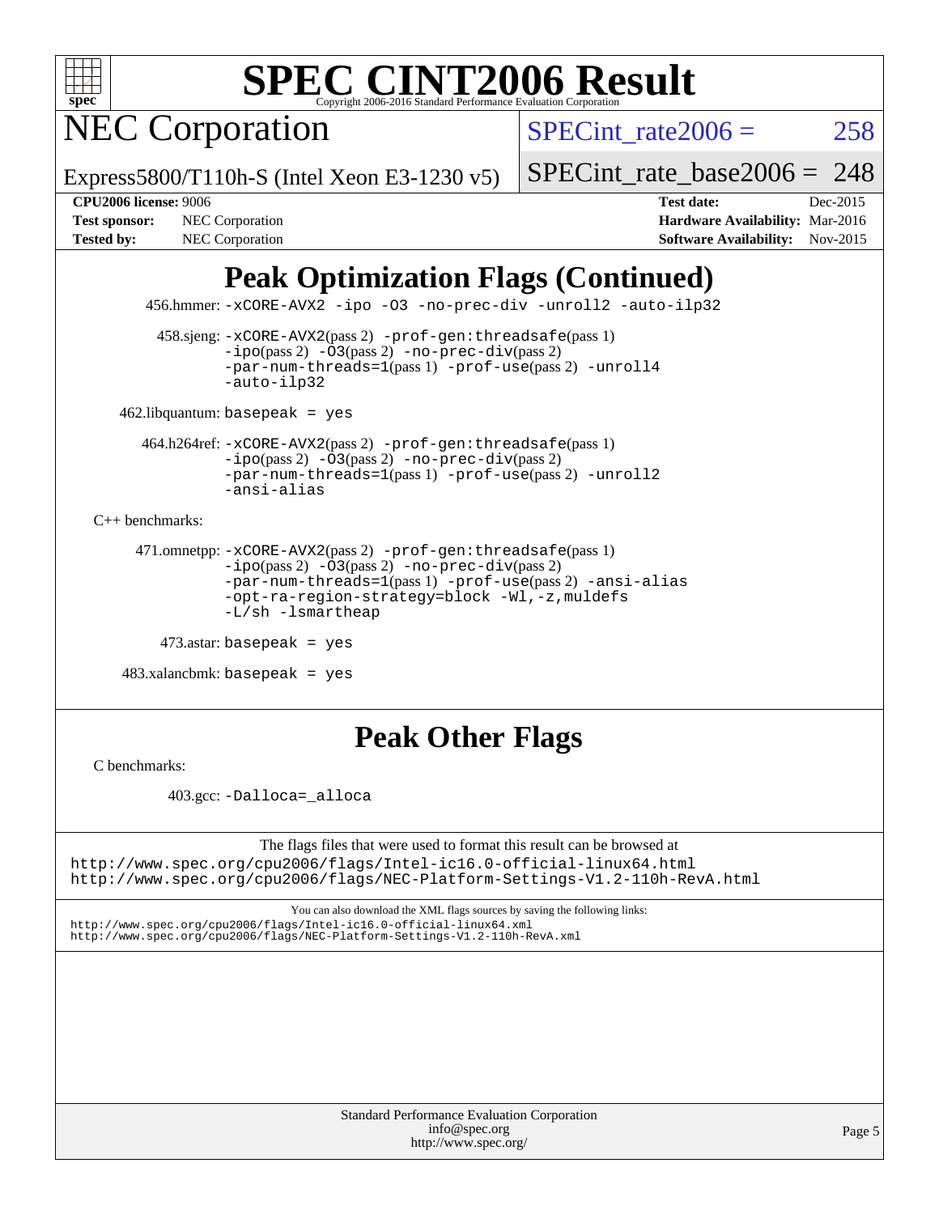# Peak Optimization Flags (Continued)

456.hmmer: -xCORE-AVX2 -ipo -O3 -no-prec-div -unroll2 -auto-ilp32

458.sjeng: -xCORE-AVX2(pass 2) -prof-gen:threadsafe(pass 1) -ipo(pass 2) -O3(pass 2) -no-prec-div(pass 2) -par-num-threads=1(pass 1) -prof-use(pass 2) -unroll4 -auto-ilp32

462.libquantum: basepeak = yes

464.h264ref: -xCORE-AVX2(pass 2) -prof-gen:threadsafe(pass 1) -ipo(pass 2) -O3(pass 2) -no-prec-div(pass 2) -par-num-threads=1(pass 1) -prof-use(pass 2) -unroll2 -ansi-alias

C++ benchmarks:

471.omnetpp: -xCORE-AVX2(pass 2) -prof-gen:threadsafe(pass 1) -ipo(pass 2) -O3(pass 2) -no-prec-div(pass 2) -par-num-threads=1(pass 1) -prof-use(pass 2) -ansi-alias -opt-ra-region-strategy=block -Wl,-z,muldefs -L/sh -lsmartheap

473.astar: basepeak = yes

483.xalancbmk: basepeak = yes

# Peak Other Flags

C benchmarks:

403.gcc: -Dalloca=_alloca

The flags files that were used to format this result can be browsed at
http://www.spec.org/cpu2006/flags/Intel-ic16.0-official-linux64.html
http://www.spec.org/cpu2006/flags/NEC-Platform-Settings-V1.2-110h-RevA.html

You can also download the XML flags sources by saving the following links:
http://www.spec.org/cpu2006/flags/Intel-ic16.0-official-linux64.xml
http://www.spec.org/cpu2006/flags/NEC-Platform-Settings-V1.2-110h-RevA.xml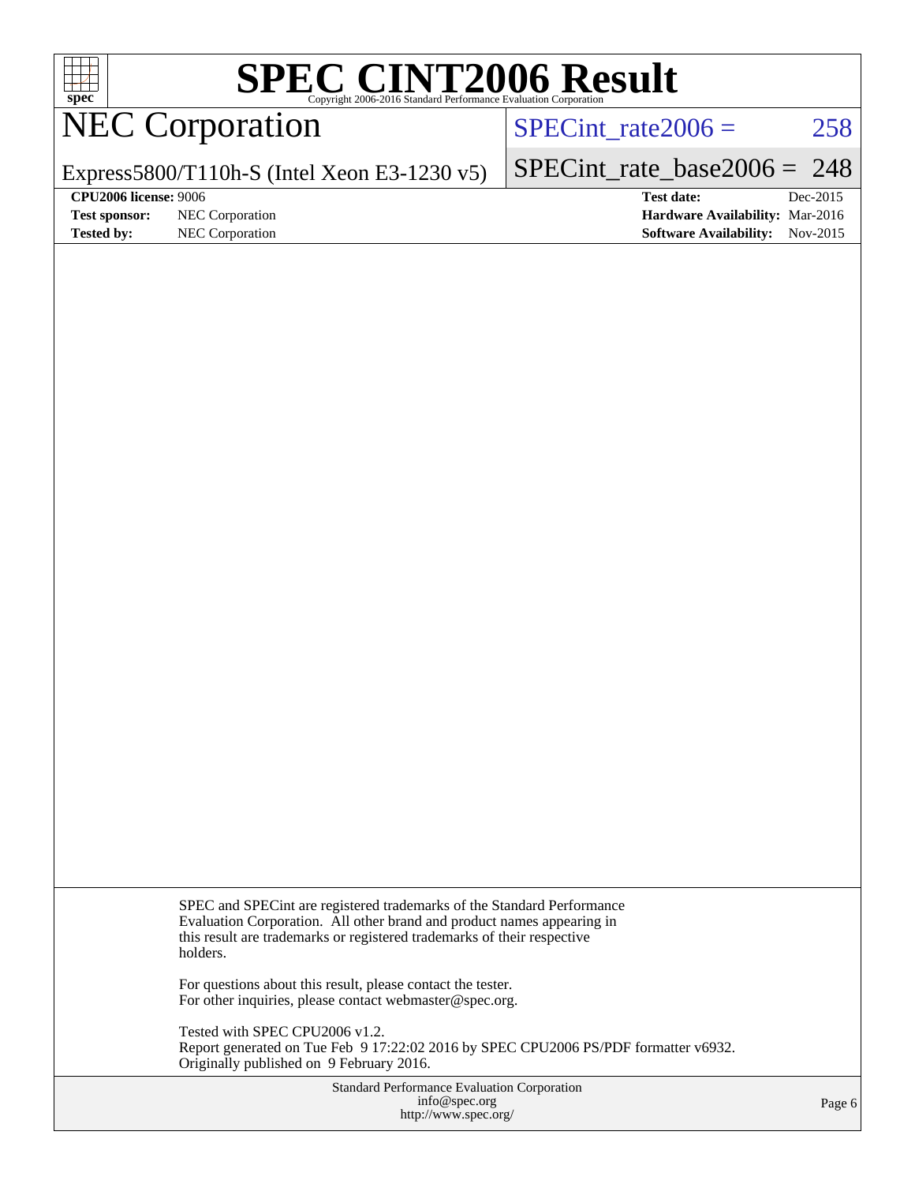SPEC and SPECint are registered trademarks of the Standard Performance Evaluation Corporation. All other brand and product names appearing in this result are trademarks or registered trademarks of their respective holders.

For questions about this result, please contact the tester.
For other inquiries, please contact webmaster@spec.org.

Tested with SPEC CPU2006 v1.2.
Report generated on Tue Feb 9 17:22:02 2016 by SPEC CPU2006 PS/PDF formatter v6932.
Originally published on 9 February 2016.